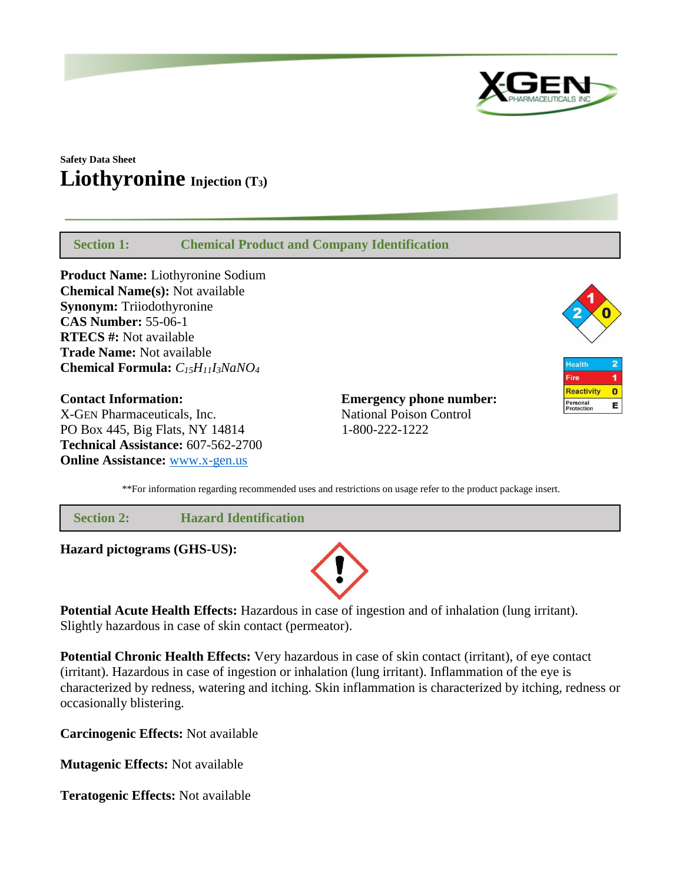Safety Data Sheet

# Liothyronine Injection ($T_3$)

## Section 1: Chemical Product and Company Identification

**Product Name:** Liothyronine Sodium
**Chemical Name(s):** Not available
**Synonym:** Triiodothyronine
**CAS Number:** 55-06-1
**RTECS #:** Not available
**Trade Name:** Not available
**Chemical Formula:** $C_{15}H_{11}I_3NaNO_4$

| Health | 2 |
|---|---|
| Fire | 1 |
| Reactivity | 0 |
| Personal Protection | E |

**Contact Information:**
X-GEN Pharmaceuticals, Inc.
PO Box 445, Big Flats, NY 14814
**Technical Assistance:** 607-562-2700
**Online Assistance:** www.x-gen.us

**Emergency phone number:**
National Poison Control
1-800-222-1222

**For information regarding recommended uses and restrictions on usage refer to the product package insert.

## Section 2: Hazard Identification

**Hazard pictograms (GHS-US):**

**Potential Acute Health Effects:** Hazardous in case of ingestion and of inhalation (lung irritant). Slightly hazardous in case of skin contact (permeator).

**Potential Chronic Health Effects:** Very hazardous in case of skin contact (irritant), of eye contact (irritant). Hazardous in case of ingestion or inhalation (lung irritant). Inflammation of the eye is characterized by redness, watering and itching. Skin inflammation is characterized by itching, redness or occasionally blistering.

**Carcinogenic Effects:** Not available

**Mutagenic Effects:** Not available

**Teratogenic Effects:** Not available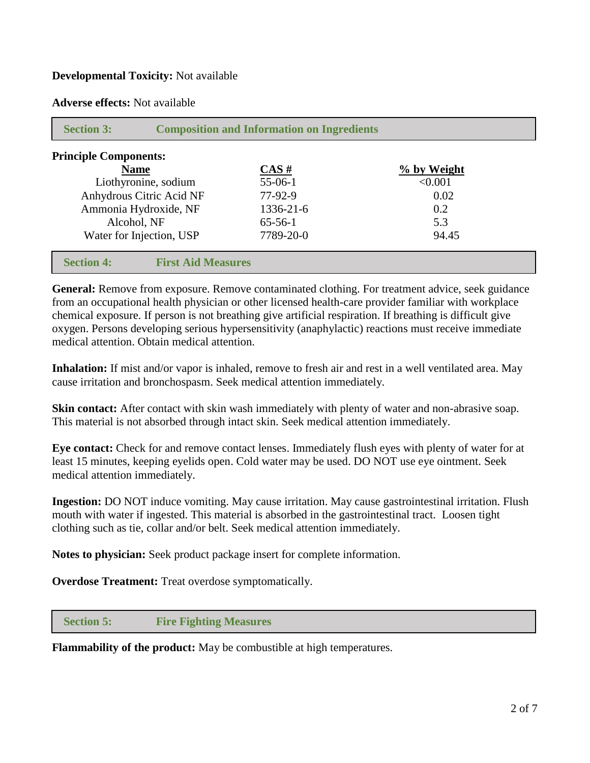**Developmental Toxicity:** Not available

**Adverse effects:** Not available

## Section 3: Composition and Information on Ingredients

**Principle Components:**

| Name | CAS # | % by Weight |
|---|---|---|
| Liothyronine, sodium | 55-06-1 | <0.001 |
| Anhydrous Citric Acid NF | 77-92-9 | 0.02 |
| Ammonia Hydroxide, NF | 1336-21-6 | 0.2 |
| Alcohol, NF | 65-56-1 | 5.3 |
| Water for Injection, USP | 7789-20-0 | 94.45 |

## Section 4: First Aid Measures

**General:** Remove from exposure. Remove contaminated clothing. For treatment advice, seek guidance from an occupational health physician or other licensed health-care provider familiar with workplace chemical exposure. If person is not breathing give artificial respiration. If breathing is difficult give oxygen. Persons developing serious hypersensitivity (anaphylactic) reactions must receive immediate medical attention. Obtain medical attention.

**Inhalation:** If mist and/or vapor is inhaled, remove to fresh air and rest in a well ventilated area. May cause irritation and bronchospasm. Seek medical attention immediately.

**Skin contact:** After contact with skin wash immediately with plenty of water and non-abrasive soap. This material is not absorbed through intact skin. Seek medical attention immediately.

**Eye contact:** Check for and remove contact lenses. Immediately flush eyes with plenty of water for at least 15 minutes, keeping eyelids open. Cold water may be used. DO NOT use eye ointment. Seek medical attention immediately.

**Ingestion:** DO NOT induce vomiting. May cause irritation. May cause gastrointestinal irritation. Flush mouth with water if ingested. This material is absorbed in the gastrointestinal tract. Loosen tight clothing such as tie, collar and/or belt. Seek medical attention immediately.

**Notes to physician:** Seek product package insert for complete information.

**Overdose Treatment:** Treat overdose symptomatically.

## Section 5: Fire Fighting Measures

**Flammability of the product:** May be combustible at high temperatures.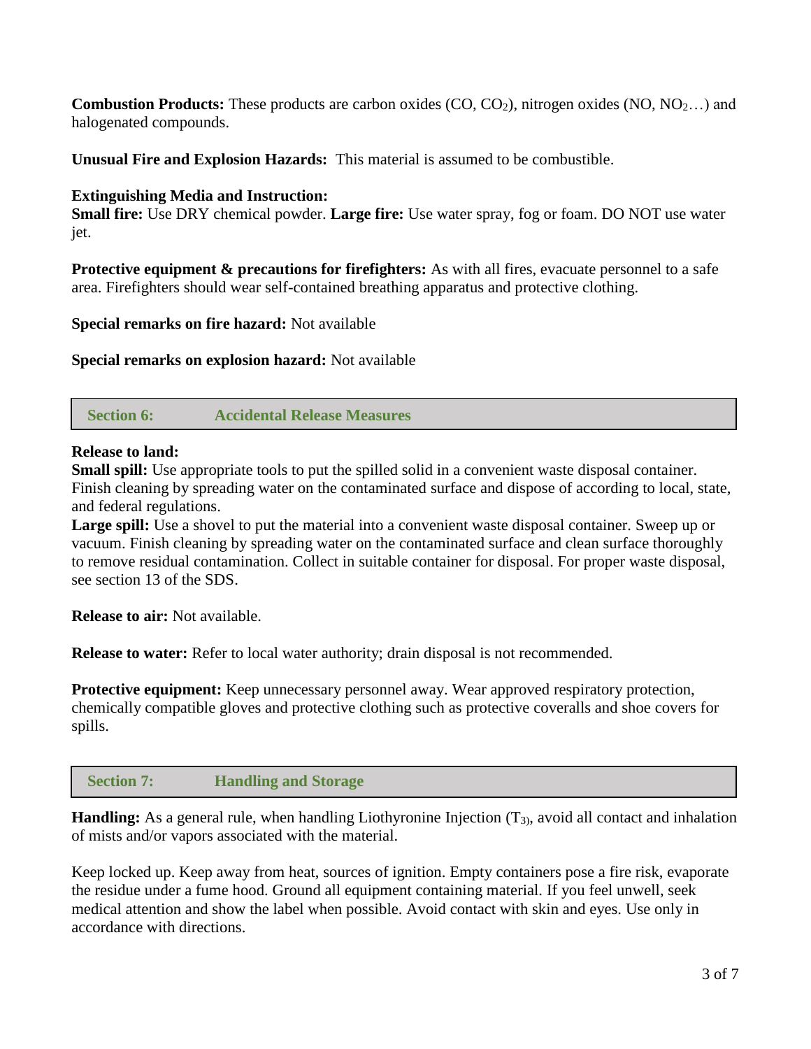**Combustion Products:** These products are carbon oxides ($CO$, $CO_2$), nitrogen oxides ($NO$, $NO_2$…) and halogenated compounds.

**Unusual Fire and Explosion Hazards:** This material is assumed to be combustible.

**Extinguishing Media and Instruction:**
**Small fire:** Use DRY chemical powder. **Large fire:** Use water spray, fog or foam. DO NOT use water jet.

**Protective equipment & precautions for firefighters:** As with all fires, evacuate personnel to a safe area. Firefighters should wear self-contained breathing apparatus and protective clothing.

**Special remarks on fire hazard:** Not available

**Special remarks on explosion hazard:** Not available

## Section 6: Accidental Release Measures

**Release to land:**
**Small spill:** Use appropriate tools to put the spilled solid in a convenient waste disposal container. Finish cleaning by spreading water on the contaminated surface and dispose of according to local, state, and federal regulations.
**Large spill:** Use a shovel to put the material into a convenient waste disposal container. Sweep up or vacuum. Finish cleaning by spreading water on the contaminated surface and clean surface thoroughly to remove residual contamination. Collect in suitable container for disposal. For proper waste disposal, see section 13 of the SDS.

**Release to air:** Not available.

**Release to water:** Refer to local water authority; drain disposal is not recommended.

**Protective equipment:** Keep unnecessary personnel away. Wear approved respiratory protection, chemically compatible gloves and protective clothing such as protective coveralls and shoe covers for spills.

## Section 7: Handling and Storage

**Handling:** As a general rule, when handling Liothyronine Injection ($T_3$), avoid all contact and inhalation of mists and/or vapors associated with the material.

Keep locked up. Keep away from heat, sources of ignition. Empty containers pose a fire risk, evaporate the residue under a fume hood. Ground all equipment containing material. If you feel unwell, seek medical attention and show the label when possible. Avoid contact with skin and eyes. Use only in accordance with directions.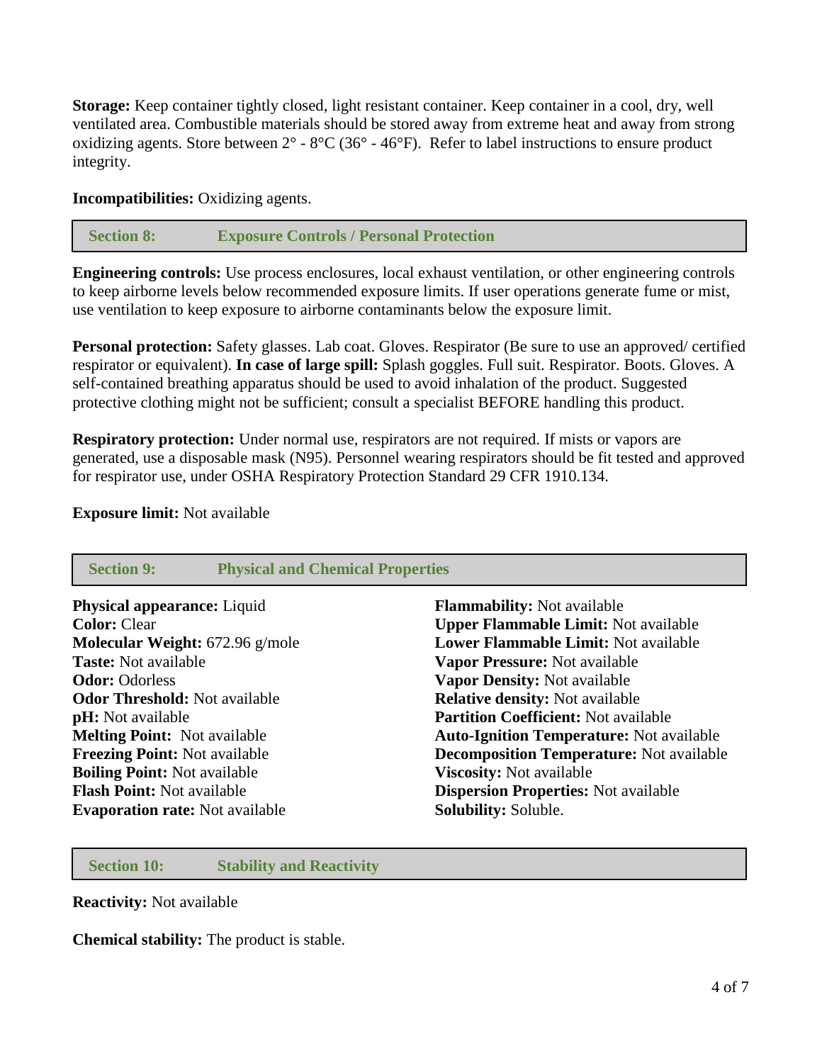**Storage:** Keep container tightly closed, light resistant container. Keep container in a cool, dry, well ventilated area. Combustible materials should be stored away from extreme heat and away from strong oxidizing agents. Store between 2° - 8°C (36° - 46°F). Refer to label instructions to ensure product integrity.

**Incompatibilities:** Oxidizing agents.

## Section 8: Exposure Controls / Personal Protection

**Engineering controls:** Use process enclosures, local exhaust ventilation, or other engineering controls to keep airborne levels below recommended exposure limits. If user operations generate fume or mist, use ventilation to keep exposure to airborne contaminants below the exposure limit.

**Personal protection:** Safety glasses. Lab coat. Gloves. Respirator (Be sure to use an approved/ certified respirator or equivalent). **In case of large spill:** Splash goggles. Full suit. Respirator. Boots. Gloves. A self-contained breathing apparatus should be used to avoid inhalation of the product. Suggested protective clothing might not be sufficient; consult a specialist BEFORE handling this product.

**Respiratory protection:** Under normal use, respirators are not required. If mists or vapors are generated, use a disposable mask (N95). Personnel wearing respirators should be fit tested and approved for respirator use, under OSHA Respiratory Protection Standard 29 CFR 1910.134.

**Exposure limit:** Not available

## Section 9: Physical and Chemical Properties

**Physical appearance:** Liquid
**Color:** Clear
**Molecular Weight:** 672.96 g/mole
**Taste:** Not available
**Odor:** Odorless
**Odor Threshold:** Not available
**pH:** Not available
**Melting Point:** Not available
**Freezing Point:** Not available
**Boiling Point:** Not available
**Flash Point:** Not available
**Evaporation rate:** Not available
**Flammability:** Not available
**Upper Flammable Limit:** Not available
**Lower Flammable Limit:** Not available
**Vapor Pressure:** Not available
**Vapor Density:** Not available
**Relative density:** Not available
**Partition Coefficient:** Not available
**Auto-Ignition Temperature:** Not available
**Decomposition Temperature:** Not available
**Viscosity:** Not available
**Dispersion Properties:** Not available
**Solubility:** Soluble.

## Section 10: Stability and Reactivity

**Reactivity:** Not available

**Chemical stability:** The product is stable.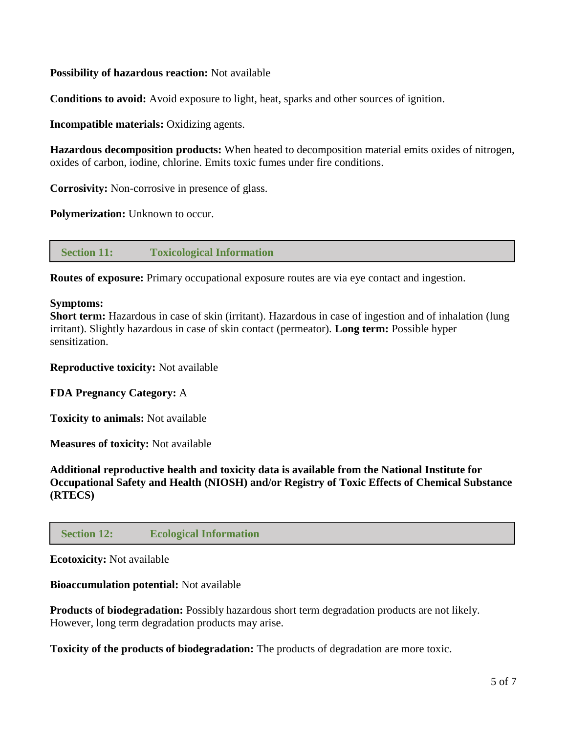**Possibility of hazardous reaction:** Not available

**Conditions to avoid:** Avoid exposure to light, heat, sparks and other sources of ignition.

**Incompatible materials:** Oxidizing agents.

**Hazardous decomposition products:** When heated to decomposition material emits oxides of nitrogen, oxides of carbon, iodine, chlorine. Emits toxic fumes under fire conditions.

**Corrosivity:** Non-corrosive in presence of glass.

**Polymerization:** Unknown to occur.

## Section 11: Toxicological Information

**Routes of exposure:** Primary occupational exposure routes are via eye contact and ingestion.

**Symptoms:**
**Short term:** Hazardous in case of skin (irritant). Hazardous in case of ingestion and of inhalation (lung irritant). Slightly hazardous in case of skin contact (permeator). **Long term:** Possible hyper sensitization.

**Reproductive toxicity:** Not available

**FDA Pregnancy Category:** A

**Toxicity to animals:** Not available

**Measures of toxicity:** Not available

**Additional reproductive health and toxicity data is available from the National Institute for Occupational Safety and Health (NIOSH) and/or Registry of Toxic Effects of Chemical Substance (RTECS)**

## Section 12: Ecological Information

**Ecotoxicity:** Not available

**Bioaccumulation potential:** Not available

**Products of biodegradation:** Possibly hazardous short term degradation products are not likely. However, long term degradation products may arise.

**Toxicity of the products of biodegradation:** The products of degradation are more toxic.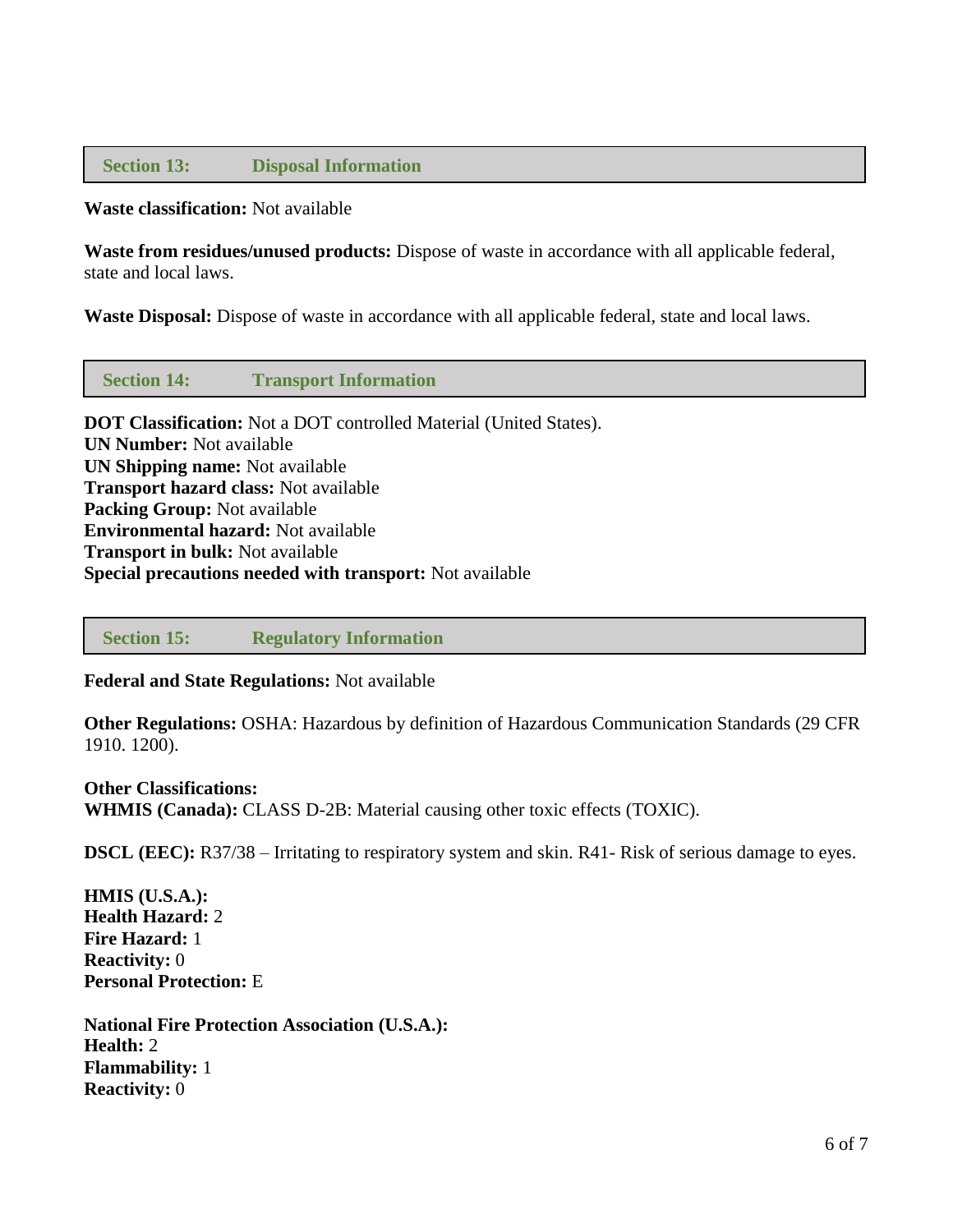## Section 13: Disposal Information

**Waste classification:** Not available

**Waste from residues/unused products:** Dispose of waste in accordance with all applicable federal, state and local laws.

**Waste Disposal:** Dispose of waste in accordance with all applicable federal, state and local laws.

## Section 14: Transport Information

**DOT Classification:** Not a DOT controlled Material (United States).
**UN Number:** Not available
**UN Shipping name:** Not available
**Transport hazard class:** Not available
**Packing Group:** Not available
**Environmental hazard:** Not available
**Transport in bulk:** Not available
**Special precautions needed with transport:** Not available

## Section 15: Regulatory Information

**Federal and State Regulations:** Not available

**Other Regulations:** OSHA: Hazardous by definition of Hazardous Communication Standards (29 CFR 1910. 1200).

**Other Classifications:**
**WHMIS (Canada):** CLASS D-2B: Material causing other toxic effects (TOXIC).

**DSCL (EEC):** R37/38 – Irritating to respiratory system and skin. R41- Risk of serious damage to eyes.

**HMIS (U.S.A.):**
**Health Hazard:** 2
**Fire Hazard:** 1
**Reactivity:** 0
**Personal Protection:** E

**National Fire Protection Association (U.S.A.):**
**Health:** 2
**Flammability:** 1
**Reactivity:** 0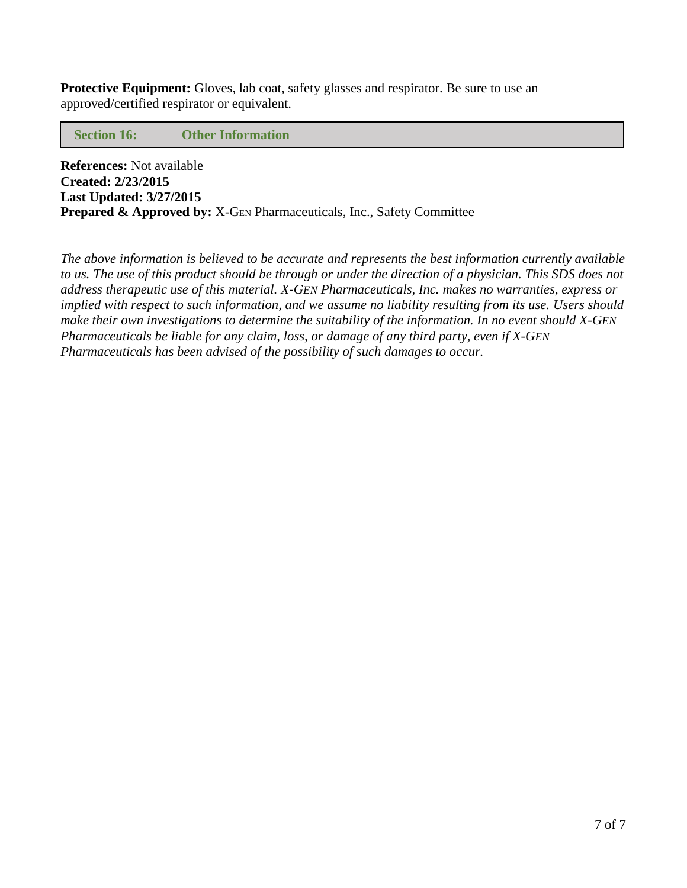**Protective Equipment:** Gloves, lab coat, safety glasses and respirator. Be sure to use an approved/certified respirator or equivalent.

## Section 16: Other Information

**References:** Not available
**Created: 2/23/2015**
**Last Updated: 3/27/2015**
**Prepared & Approved by:** X-GEN Pharmaceuticals, Inc., Safety Committee

*The above information is believed to be accurate and represents the best information currently available to us. The use of this product should be through or under the direction of a physician. This SDS does not address therapeutic use of this material. X-GEN Pharmaceuticals, Inc. makes no warranties, express or implied with respect to such information, and we assume no liability resulting from its use. Users should make their own investigations to determine the suitability of the information. In no event should X-GEN Pharmaceuticals be liable for any claim, loss, or damage of any third party, even if X-GEN Pharmaceuticals has been advised of the possibility of such damages to occur.*